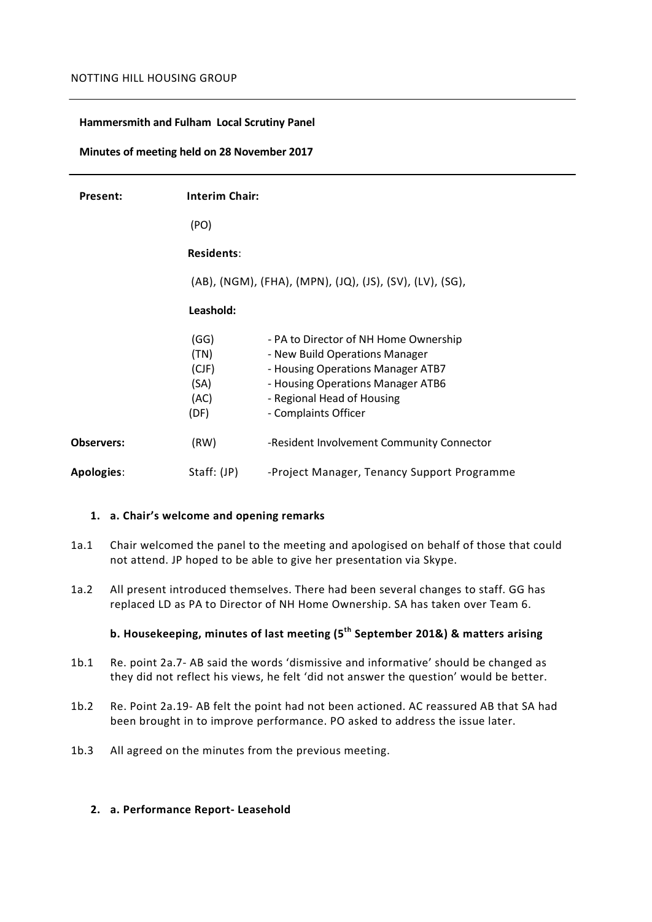NOTTING HILL HOUSING GROUP

**Hammersmith and Fulham Local Scrutiny Panel**

**Minutes of meeting held on 28 November 2017**

| | | |
|---|---|---|
| **Present:** | **Interim Chair:** | |
| | (PO) | |
| | **Residents**: | |
| | (AB), (NGM), (FHA), (MPN), (JQ), (JS), (SV), (LV), (SG), | |
| | **Leashold:** | |
| | (GG) | - PA to Director of NH Home Ownership |
| | (TN) | - New Build Operations Manager |
| | (CJF) | - Housing Operations Manager ATB7 |
| | (SA) | - Housing Operations Manager ATB6 |
| | (AC) | - Regional Head of Housing |
| | (DF) | - Complaints Officer |
| **Observers:** | (RW) | -Resident Involvement Community Connector |
| **Apologies**: | Staff: (JP) | -Project Manager, Tenancy Support Programme |

**1. a. Chair's welcome and opening remarks**

1a.1 Chair welcomed the panel to the meeting and apologised on behalf of those that could not attend. JP hoped to be able to give her presentation via Skype.

1a.2 All present introduced themselves. There had been several changes to staff. GG has replaced LD as PA to Director of NH Home Ownership. SA has taken over Team 6.

**b. Housekeeping, minutes of last meeting (5th September 201&) & matters arising**

1b.1 Re. point 2a.7- AB said the words 'dismissive and informative' should be changed as they did not reflect his views, he felt 'did not answer the question' would be better.

1b.2 Re. Point 2a.19- AB felt the point had not been actioned. AC reassured AB that SA had been brought in to improve performance. PO asked to address the issue later.

1b.3 All agreed on the minutes from the previous meeting.

**2. a. Performance Report- Leasehold**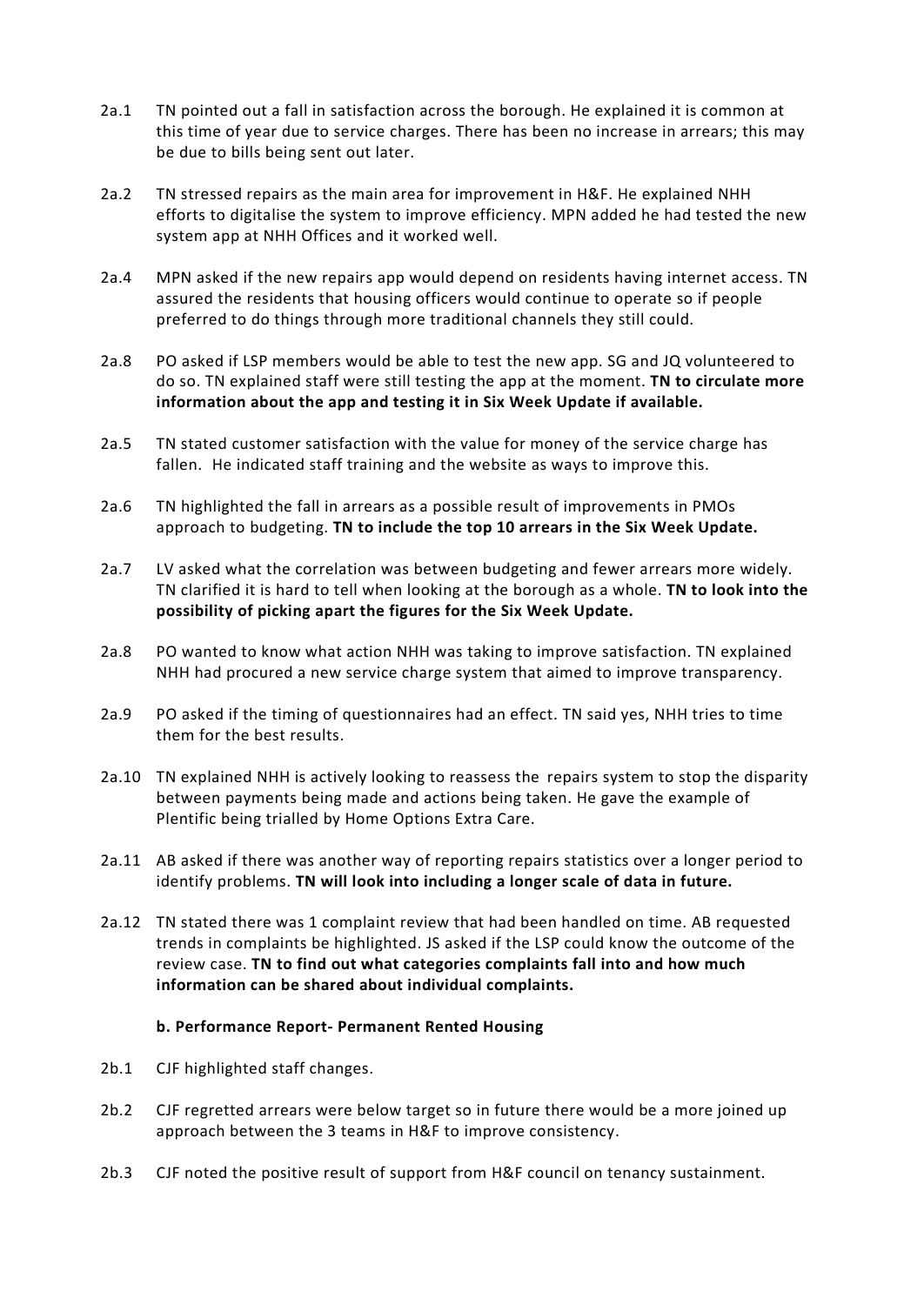2a.1 TN pointed out a fall in satisfaction across the borough. He explained it is common at this time of year due to service charges. There has been no increase in arrears; this may be due to bills being sent out later.

2a.2 TN stressed repairs as the main area for improvement in H&F. He explained NHH efforts to digitalise the system to improve efficiency. MPN added he had tested the new system app at NHH Offices and it worked well.

2a.4 MPN asked if the new repairs app would depend on residents having internet access. TN assured the residents that housing officers would continue to operate so if people preferred to do things through more traditional channels they still could.

2a.8 PO asked if LSP members would be able to test the new app. SG and JQ volunteered to do so. TN explained staff were still testing the app at the moment. **TN to circulate more information about the app and testing it in Six Week Update if available.**

2a.5 TN stated customer satisfaction with the value for money of the service charge has fallen. He indicated staff training and the website as ways to improve this.

2a.6 TN highlighted the fall in arrears as a possible result of improvements in PMOs approach to budgeting. **TN to include the top 10 arrears in the Six Week Update.**

2a.7 LV asked what the correlation was between budgeting and fewer arrears more widely. TN clarified it is hard to tell when looking at the borough as a whole. **TN to look into the possibility of picking apart the figures for the Six Week Update.**

2a.8 PO wanted to know what action NHH was taking to improve satisfaction. TN explained NHH had procured a new service charge system that aimed to improve transparency.

2a.9 PO asked if the timing of questionnaires had an effect. TN said yes, NHH tries to time them for the best results.

2a.10 TN explained NHH is actively looking to reassess the repairs system to stop the disparity between payments being made and actions being taken. He gave the example of Plentific being trialled by Home Options Extra Care.

2a.11 AB asked if there was another way of reporting repairs statistics over a longer period to identify problems. **TN will look into including a longer scale of data in future.**

2a.12 TN stated there was 1 complaint review that had been handled on time. AB requested trends in complaints be highlighted. JS asked if the LSP could know the outcome of the review case. **TN to find out what categories complaints fall into and how much information can be shared about individual complaints.**

**b. Performance Report- Permanent Rented Housing**

2b.1 CJF highlighted staff changes.

2b.2 CJF regretted arrears were below target so in future there would be a more joined up approach between the 3 teams in H&F to improve consistency.

2b.3 CJF noted the positive result of support from H&F council on tenancy sustainment.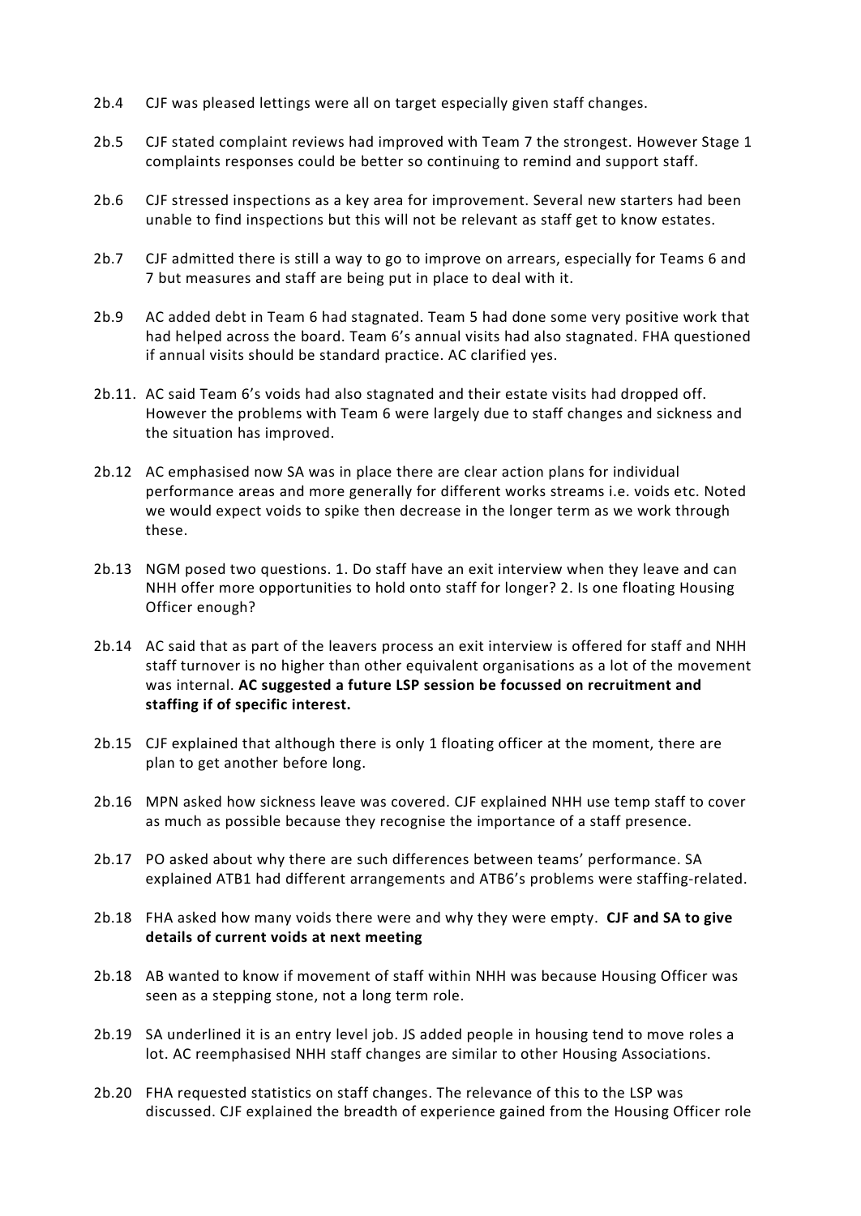2b.4 CJF was pleased lettings were all on target especially given staff changes.

2b.5 CJF stated complaint reviews had improved with Team 7 the strongest. However Stage 1 complaints responses could be better so continuing to remind and support staff.

2b.6 CJF stressed inspections as a key area for improvement. Several new starters had been unable to find inspections but this will not be relevant as staff get to know estates.

2b.7 CJF admitted there is still a way to go to improve on arrears, especially for Teams 6 and 7 but measures and staff are being put in place to deal with it.

2b.9 AC added debt in Team 6 had stagnated. Team 5 had done some very positive work that had helped across the board. Team 6's annual visits had also stagnated. FHA questioned if annual visits should be standard practice. AC clarified yes.

2b.11. AC said Team 6's voids had also stagnated and their estate visits had dropped off. However the problems with Team 6 were largely due to staff changes and sickness and the situation has improved.

2b.12 AC emphasised now SA was in place there are clear action plans for individual performance areas and more generally for different works streams i.e. voids etc. Noted we would expect voids to spike then decrease in the longer term as we work through these.

2b.13 NGM posed two questions. 1. Do staff have an exit interview when they leave and can NHH offer more opportunities to hold onto staff for longer? 2. Is one floating Housing Officer enough?

2b.14 AC said that as part of the leavers process an exit interview is offered for staff and NHH staff turnover is no higher than other equivalent organisations as a lot of the movement was internal. **AC suggested a future LSP session be focussed on recruitment and staffing if of specific interest.**

2b.15 CJF explained that although there is only 1 floating officer at the moment, there are plan to get another before long.

2b.16 MPN asked how sickness leave was covered. CJF explained NHH use temp staff to cover as much as possible because they recognise the importance of a staff presence.

2b.17 PO asked about why there are such differences between teams' performance. SA explained ATB1 had different arrangements and ATB6's problems were staffing-related.

2b.18 FHA asked how many voids there were and why they were empty. **CJF and SA to give details of current voids at next meeting**

2b.18 AB wanted to know if movement of staff within NHH was because Housing Officer was seen as a stepping stone, not a long term role.

2b.19 SA underlined it is an entry level job. JS added people in housing tend to move roles a lot. AC reemphasised NHH staff changes are similar to other Housing Associations.

2b.20 FHA requested statistics on staff changes. The relevance of this to the LSP was discussed. CJF explained the breadth of experience gained from the Housing Officer role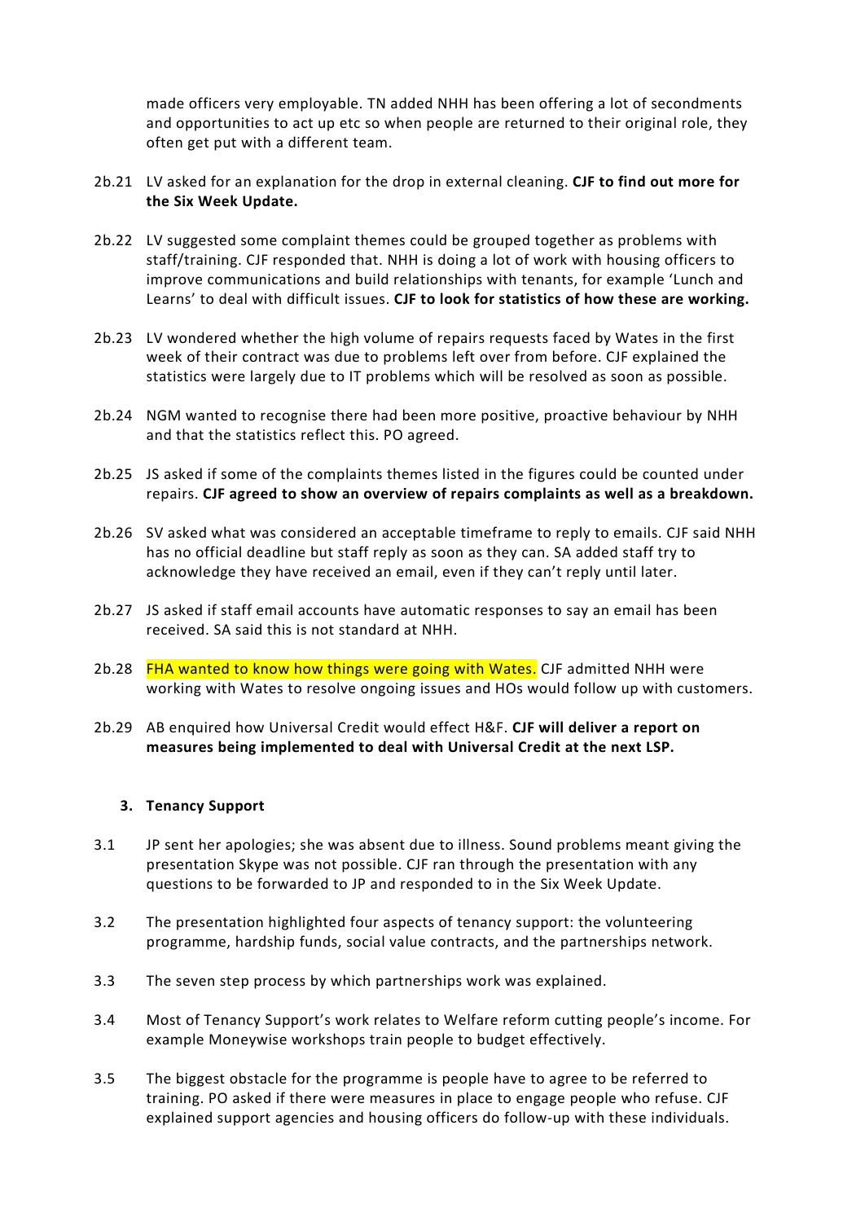made officers very employable. TN added NHH has been offering a lot of secondments and opportunities to act up etc so when people are returned to their original role, they often get put with a different team.

2b.21 LV asked for an explanation for the drop in external cleaning. **CJF to find out more for the Six Week Update.**

2b.22 LV suggested some complaint themes could be grouped together as problems with staff/training. CJF responded that. NHH is doing a lot of work with housing officers to improve communications and build relationships with tenants, for example 'Lunch and Learns' to deal with difficult issues. **CJF to look for statistics of how these are working.**

2b.23 LV wondered whether the high volume of repairs requests faced by Wates in the first week of their contract was due to problems left over from before. CJF explained the statistics were largely due to IT problems which will be resolved as soon as possible.

2b.24 NGM wanted to recognise there had been more positive, proactive behaviour by NHH and that the statistics reflect this. PO agreed.

2b.25 JS asked if some of the complaints themes listed in the figures could be counted under repairs. **CJF agreed to show an overview of repairs complaints as well as a breakdown.**

2b.26 SV asked what was considered an acceptable timeframe to reply to emails. CJF said NHH has no official deadline but staff reply as soon as they can. SA added staff try to acknowledge they have received an email, even if they can't reply until later.

2b.27 JS asked if staff email accounts have automatic responses to say an email has been received. SA said this is not standard at NHH.

2b.28 FHA wanted to know how things were going with Wates. CJF admitted NHH were working with Wates to resolve ongoing issues and HOs would follow up with customers.

2b.29 AB enquired how Universal Credit would effect H&F. **CJF will deliver a report on measures being implemented to deal with Universal Credit at the next LSP.**

## 3. Tenancy Support

3.1 JP sent her apologies; she was absent due to illness. Sound problems meant giving the presentation Skype was not possible. CJF ran through the presentation with any questions to be forwarded to JP and responded to in the Six Week Update.

3.2 The presentation highlighted four aspects of tenancy support: the volunteering programme, hardship funds, social value contracts, and the partnerships network.

3.3 The seven step process by which partnerships work was explained.

3.4 Most of Tenancy Support's work relates to Welfare reform cutting people's income. For example Moneywise workshops train people to budget effectively.

3.5 The biggest obstacle for the programme is people have to agree to be referred to training. PO asked if there were measures in place to engage people who refuse. CJF explained support agencies and housing officers do follow-up with these individuals.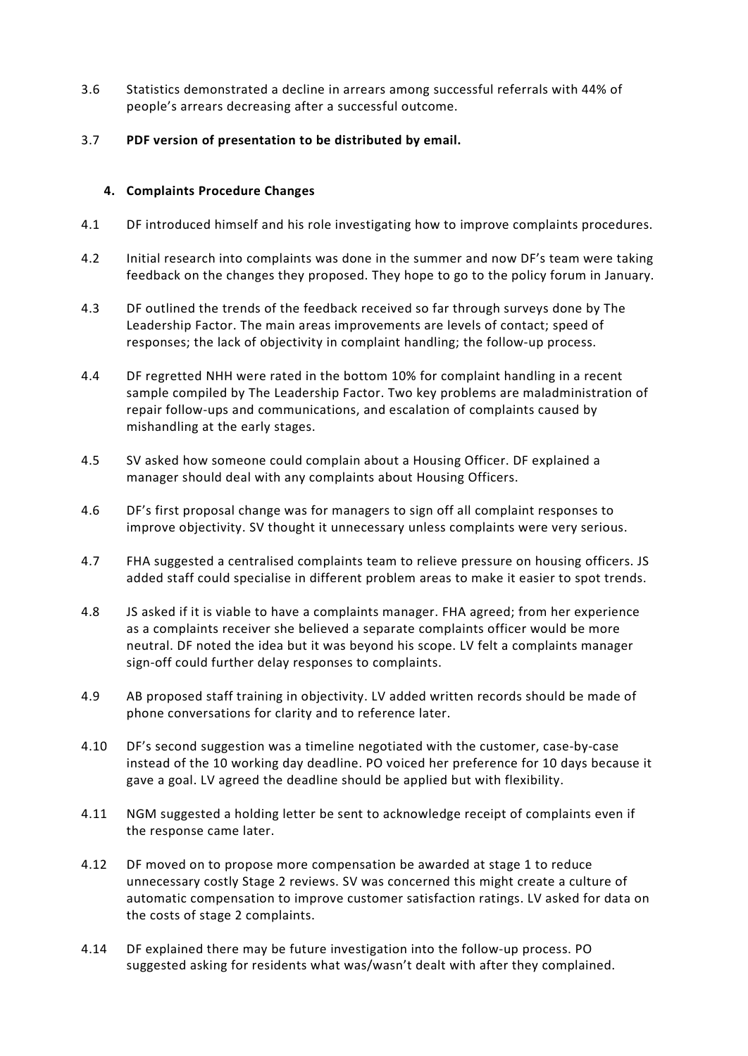3.6 Statistics demonstrated a decline in arrears among successful referrals with 44% of people's arrears decreasing after a successful outcome.

3.7 **PDF version of presentation to be distributed by email.**

## 4. Complaints Procedure Changes

4.1 DF introduced himself and his role investigating how to improve complaints procedures.

4.2 Initial research into complaints was done in the summer and now DF's team were taking feedback on the changes they proposed. They hope to go to the policy forum in January.

4.3 DF outlined the trends of the feedback received so far through surveys done by The Leadership Factor. The main areas improvements are levels of contact; speed of responses; the lack of objectivity in complaint handling; the follow-up process.

4.4 DF regretted NHH were rated in the bottom 10% for complaint handling in a recent sample compiled by The Leadership Factor. Two key problems are maladministration of repair follow-ups and communications, and escalation of complaints caused by mishandling at the early stages.

4.5 SV asked how someone could complain about a Housing Officer. DF explained a manager should deal with any complaints about Housing Officers.

4.6 DF's first proposal change was for managers to sign off all complaint responses to improve objectivity. SV thought it unnecessary unless complaints were very serious.

4.7 FHA suggested a centralised complaints team to relieve pressure on housing officers. JS added staff could specialise in different problem areas to make it easier to spot trends.

4.8 JS asked if it is viable to have a complaints manager. FHA agreed; from her experience as a complaints receiver she believed a separate complaints officer would be more neutral. DF noted the idea but it was beyond his scope. LV felt a complaints manager sign-off could further delay responses to complaints.

4.9 AB proposed staff training in objectivity. LV added written records should be made of phone conversations for clarity and to reference later.

4.10 DF's second suggestion was a timeline negotiated with the customer, case-by-case instead of the 10 working day deadline. PO voiced her preference for 10 days because it gave a goal. LV agreed the deadline should be applied but with flexibility.

4.11 NGM suggested a holding letter be sent to acknowledge receipt of complaints even if the response came later.

4.12 DF moved on to propose more compensation be awarded at stage 1 to reduce unnecessary costly Stage 2 reviews. SV was concerned this might create a culture of automatic compensation to improve customer satisfaction ratings. LV asked for data on the costs of stage 2 complaints.

4.14 DF explained there may be future investigation into the follow-up process. PO suggested asking for residents what was/wasn't dealt with after they complained.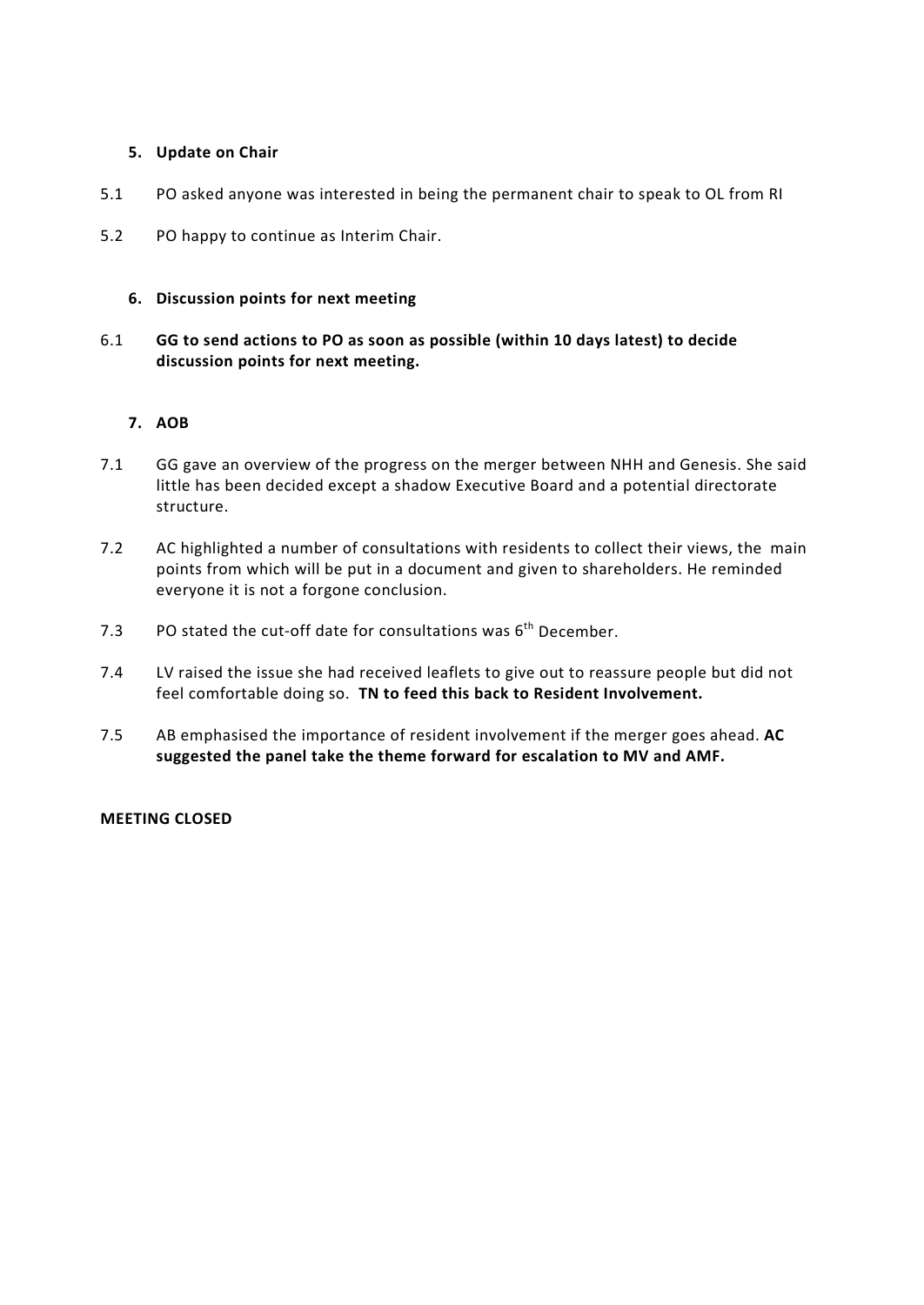## 5. Update on Chair

5.1 PO asked anyone was interested in being the permanent chair to speak to OL from RI

5.2 PO happy to continue as Interim Chair.

## 6. Discussion points for next meeting

6.1 **GG to send actions to PO as soon as possible (within 10 days latest) to decide discussion points for next meeting.**

## 7. AOB

7.1 GG gave an overview of the progress on the merger between NHH and Genesis. She said little has been decided except a shadow Executive Board and a potential directorate structure.

7.2 AC highlighted a number of consultations with residents to collect their views, the main points from which will be put in a document and given to shareholders. He reminded everyone it is not a forgone conclusion.

7.3 PO stated the cut-off date for consultations was 6th December.

7.4 LV raised the issue she had received leaflets to give out to reassure people but did not feel comfortable doing so. **TN to feed this back to Resident Involvement.**

7.5 AB emphasised the importance of resident involvement if the merger goes ahead. **AC suggested the panel take the theme forward for escalation to MV and AMF.**

**MEETING CLOSED**